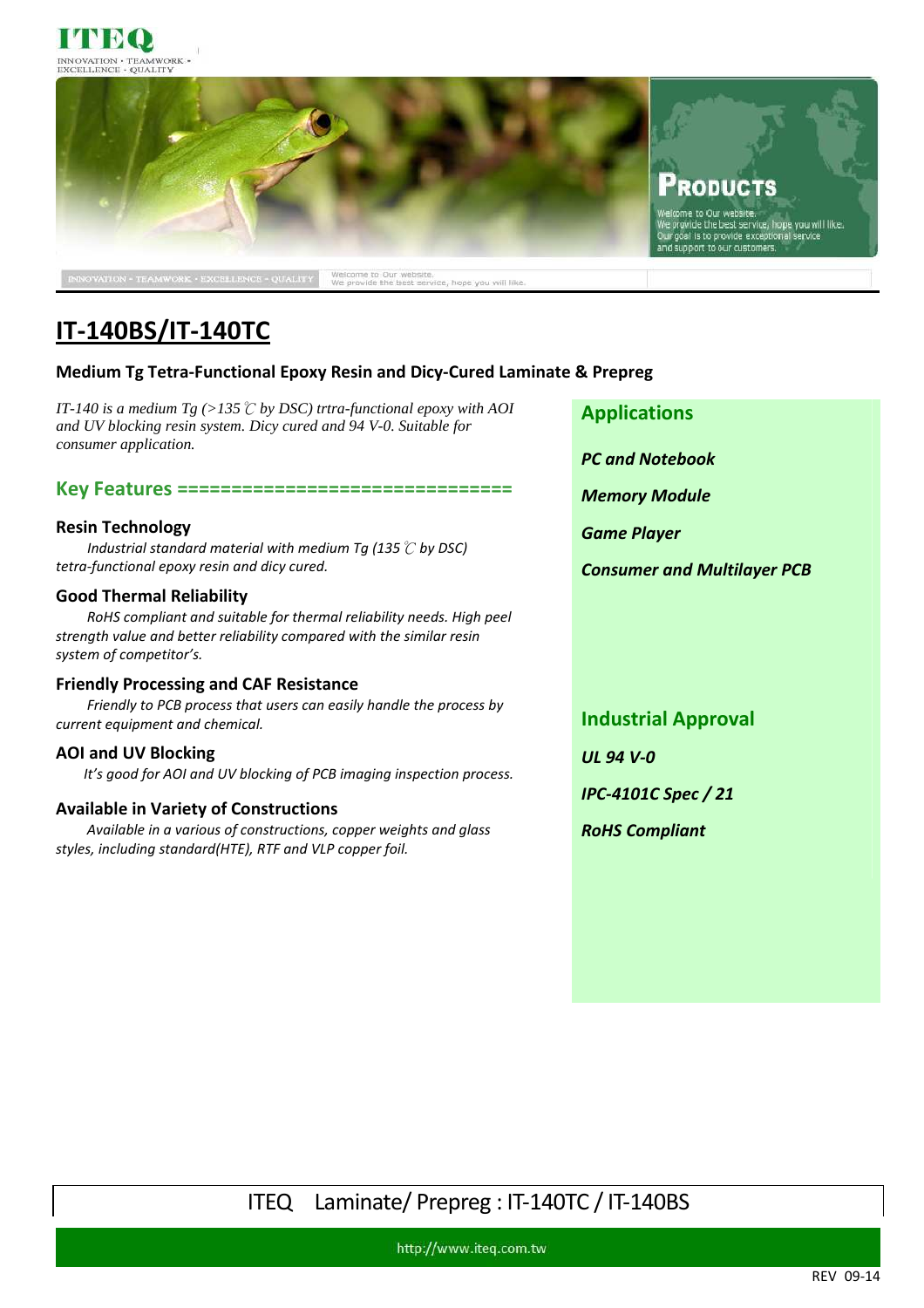# IT-140BS/IT-140TC

**Medium Tg Tetra-Functional Epoxy Resin and Dicy-Cured Laminate & Prepreg**

*IT-140 is a medium Tg (>135℃ by DSC) trtra-functional epoxy with AOI and UV blocking resin system. Dicy cured and 94 V-0. Suitable for consumer application.*

## Key Features ================================

### Resin Technology

*Industrial standard material with medium Tg (135℃ by DSC) tetra-functional epoxy resin and dicy cured.*

### Good Thermal Reliability

*RoHS compliant and suitable for thermal reliability needs. High peel strength value and better reliability compared with the similar resin system of competitor's.*

### Friendly Processing and CAF Resistance

*Friendly to PCB process that users can easily handle the process by current equipment and chemical.*

### AOI and UV Blocking

*It's good for AOI and UV blocking of PCB imaging inspection process.*

### Available in Variety of Constructions

*Available in a various of constructions, copper weights and glass styles, including standard(HTE), RTF and VLP copper foil.*

## Applications

***PC and Notebook***

***Memory Module***

***Game Player***

***Consumer and Multilayer PCB***

## Industrial Approval

***UL 94 V-0***

***IPC-4101C Spec / 21***

***RoHS Compliant***

ITEQ Laminate/ Prepreg : IT-140TC / IT-140BS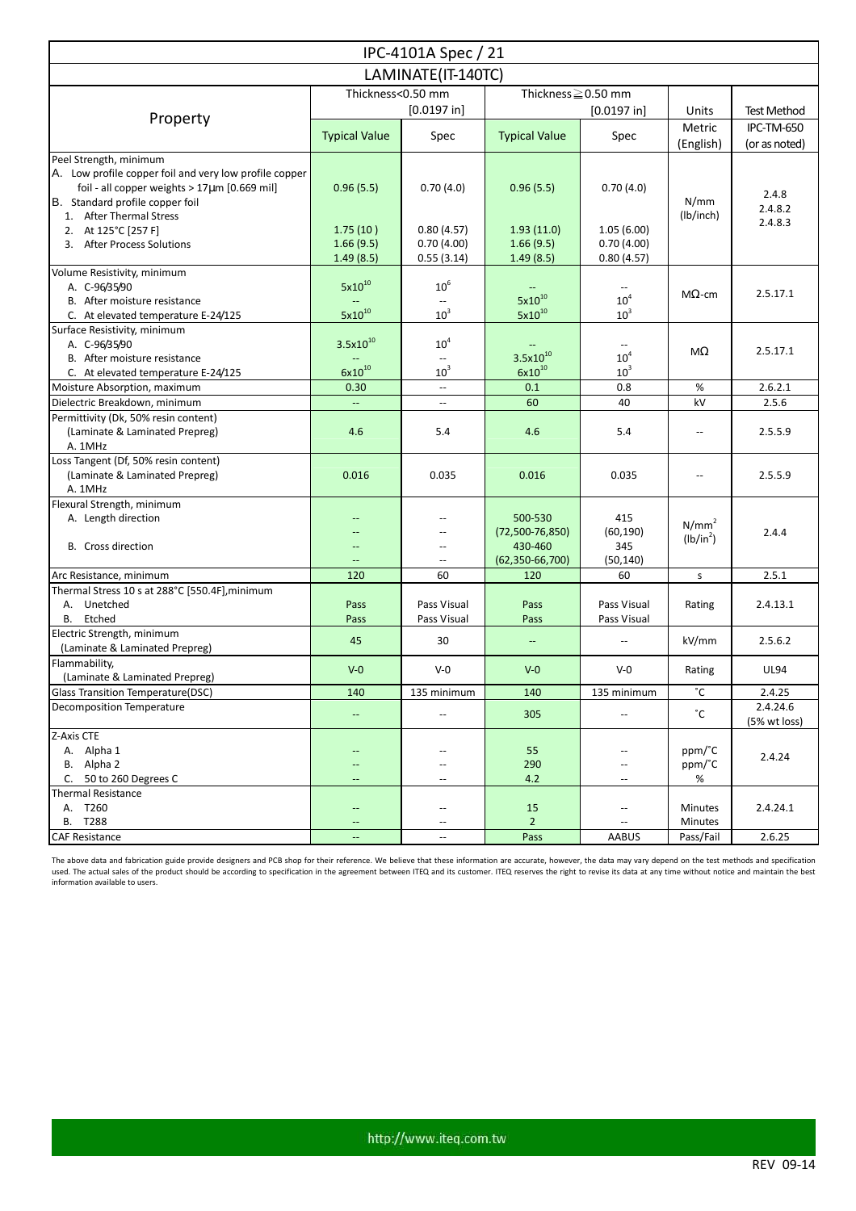| IPC-4101A Spec / 21 | | | | | | |
|---|---|---|---|---|---|---|
| LAMINATE(IT-140TC) | | | | | | |
| Property | Thickness<0.50 mm [0.0197 in] | | Thickness≧0.50 mm [0.0197 in] | | Units | Test Method |
| | Typical Value | Spec | Typical Value | Spec | Metric (English) | IPC-TM-650 (or as noted) |
| Peel Strength, minimum<br>A. Low profile copper foil and very low profile copper foil - all copper weights > 17µm [0.669 mil]<br>B. Standard profile copper foil<br>1. After Thermal Stress<br>2. At 125°C [257 F]<br>3. After Process Solutions | 0.96 (5.5)<br><br>1.75 (10 )<br>1.66 (9.5)<br>1.49 (8.5) | 0.70 (4.0)<br><br>0.80 (4.57)<br>0.70 (4.00)<br>0.55 (3.14) | 0.96 (5.5)<br><br>1.93 (11.0)<br>1.66 (9.5)<br>1.49 (8.5) | 0.70 (4.0)<br><br>1.05 (6.00)<br>0.70 (4.00)<br>0.80 (4.57) | N/mm (lb/inch) | 2.4.8<br>2.4.8.2<br>2.4.8.3 |
| Volume Resistivity, minimum<br>A. C-96/35/90<br>B. After moisture resistance<br>C. At elevated temperature E-24/125 | $5x10^{10}$<br>--<br>$5x10^{10}$ | $10^6$<br>--<br>$10^3$ | --<br>$5x10^{10}$<br>$5x10^{10}$ | --<br>$10^4$<br>$10^3$ | MΩ-cm | 2.5.17.1 |
| Surface Resistivity, minimum<br>A. C-96/35/90<br>B. After moisture resistance<br>C. At elevated temperature E-24/125 | $3.5x10^{10}$<br>--<br>$6x10^{10}$ | $10^4$<br>--<br>$10^3$ | --<br>$3.5x10^{10}$<br>$6x10^{10}$ | --<br>$10^4$<br>$10^3$ | MΩ | 2.5.17.1 |
| Moisture Absorption, maximum | 0.30 | -- | 0.1 | 0.8 | % | 2.6.2.1 |
| Dielectric Breakdown, minimum | -- | -- | 60 | 40 | kV | 2.5.6 |
| Permittivity (Dk, 50% resin content)<br>(Laminate & Laminated Prepreg)<br>A. 1MHz | 4.6 | 5.4 | 4.6 | 5.4 | -- | 2.5.5.9 |
| Loss Tangent (Df, 50% resin content)<br>(Laminate & Laminated Prepreg)<br>A. 1MHz | 0.016 | 0.035 | 0.016 | 0.035 | -- | 2.5.5.9 |
| Flexural Strength, minimum<br>A. Length direction<br><br>B. Cross direction | --<br>--<br>--<br>-- | --<br>--<br>--<br>-- | 500-530<br>(72,500-76,850)<br>430-460<br>(62,350-66,700) | 415<br>(60,190)<br>345<br>(50,140) | $N/mm^2$ $(lb/in^2)$ | 2.4.4 |
| Arc Resistance, minimum | 120 | 60 | 120 | 60 | s | 2.5.1 |
| Thermal Stress 10 s at 288°C [550.4F],minimum<br>A. Unetched<br>B. Etched | Pass<br>Pass | Pass Visual<br>Pass Visual | Pass<br>Pass | Pass Visual<br>Pass Visual | Rating | 2.4.13.1 |
| Electric Strength, minimum<br>(Laminate & Laminated Prepreg) | 45 | 30 | -- | -- | kV/mm | 2.5.6.2 |
| Flammability,<br>(Laminate & Laminated Prepreg) | V-0 | V-0 | V-0 | V-0 | Rating | UL94 |
| Glass Transition Temperature(DSC) | 140 | 135 minimum | 140 | 135 minimum | ˚C | 2.4.25 |
| Decomposition Temperature | -- | -- | 305 | -- | ˚C | 2.4.24.6 (5% wt loss) |
| Z-Axis CTE<br>A. Alpha 1<br>B. Alpha 2<br>C. 50 to 260 Degrees C | --<br>--<br>-- | --<br>--<br>-- | 55<br>290<br>4.2 | --<br>--<br>-- | ppm/˚C<br>ppm/˚C<br>% | 2.4.24 |
| Thermal Resistance<br>A. T260<br>B. T288 | --<br>-- | --<br>-- | 15<br>2 | --<br>-- | Minutes<br>Minutes | 2.4.24.1 |
| CAF Resistance | -- | -- | Pass | AABUS | Pass/Fail | 2.6.25 |

The above data and fabrication guide provide designers and PCB shop for their reference. We believe that these information are accurate, however, the data may vary depend on the test methods and specification used. The actual sales of the product should be according to specification in the agreement between ITEQ and its customer. ITEQ reserves the right to revise its data at any time without notice and maintain the best information available to users.

http://www.iteq.com.tw

REV 09-14